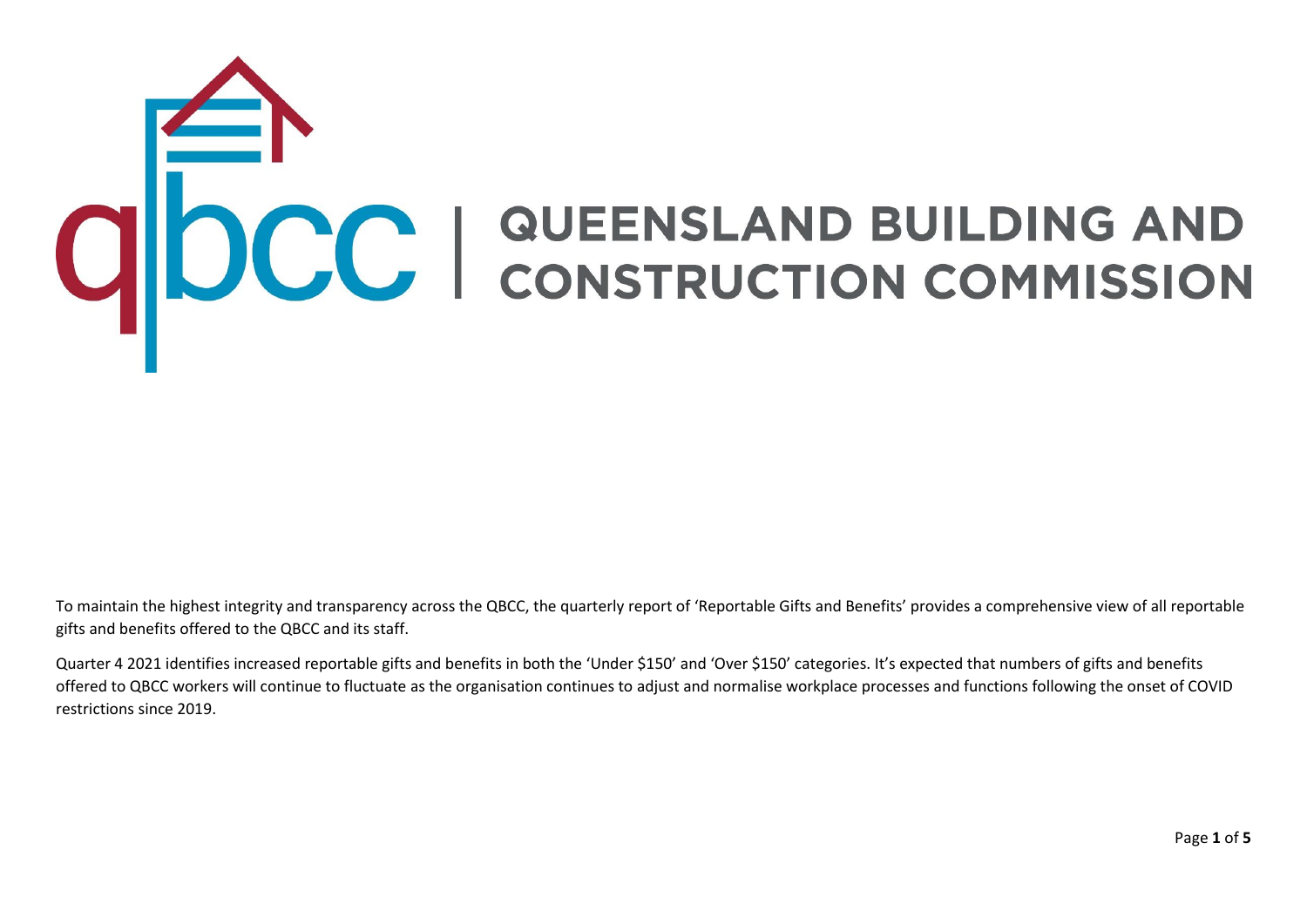# qbcc | QUEENSLAND BUILDING AND CONSTRUCTION COMMISSION

To maintain the highest integrity and transparency across the QBCC, the quarterly report of 'Reportable Gifts and Benefits' provides a comprehensive view of all reportable gifts and benefits offered to the QBCC and its staff.

Quarter 4 2021 identifies increased reportable gifts and benefits in both the 'Under $150' and 'Over $150' categories. It's expected that numbers of gifts and benefits offered to QBCC workers will continue to fluctuate as the organisation continues to adjust and normalise workplace processes and functions following the onset of COVID restrictions since 2019.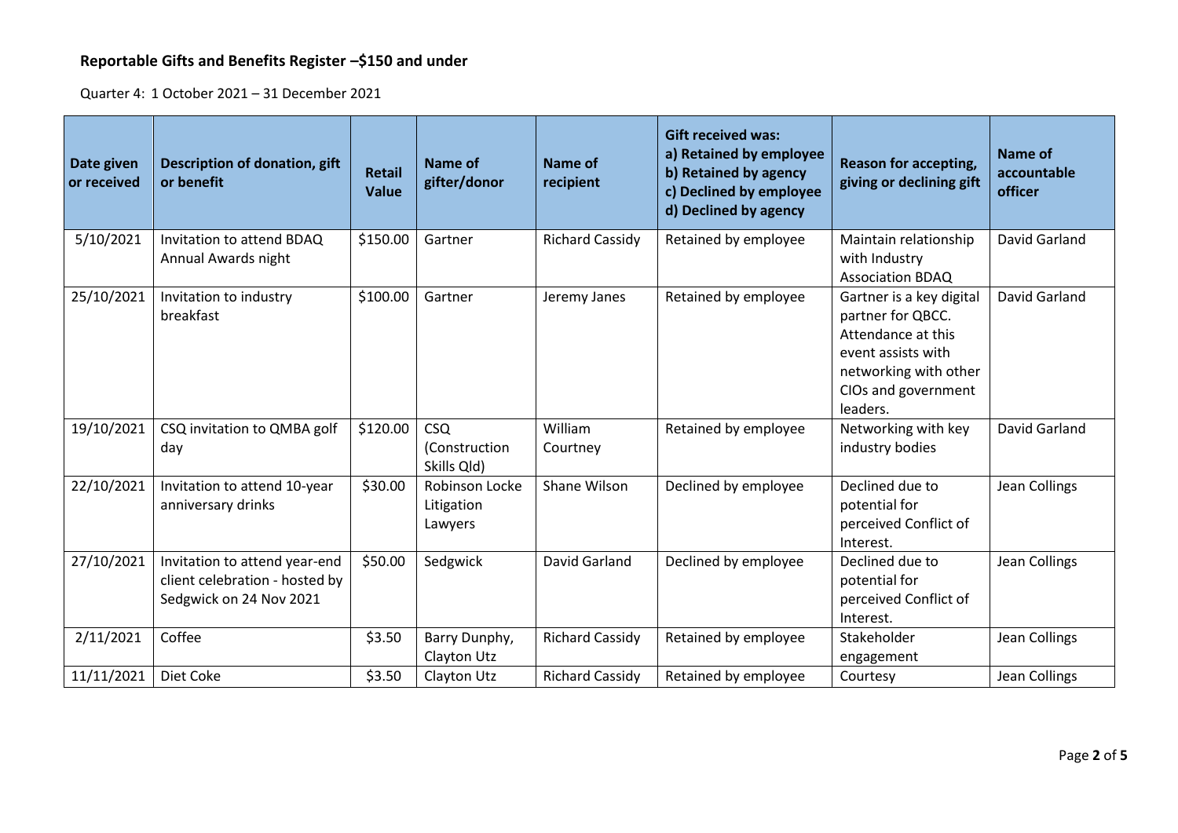## Reportable Gifts and Benefits Register –$150 and under

Quarter 4: 1 October 2021 – 31 December 2021

| Date given or received | Description of donation, gift or benefit | Retail Value | Name of gifter/donor | Name of recipient | Gift received was: a) Retained by employee b) Retained by agency c) Declined by employee d) Declined by agency | Reason for accepting, giving or declining gift | Name of accountable officer |
|---|---|---|---|---|---|---|---|
| 5/10/2021 | Invitation to attend BDAQ Annual Awards night | $150.00 | Gartner | Richard Cassidy | Retained by employee | Maintain relationship with Industry Association BDAQ | David Garland |
| 25/10/2021 | Invitation to industry breakfast | $100.00 | Gartner | Jeremy Janes | Retained by employee | Gartner is a key digital partner for QBCC. Attendance at this event assists with networking with other CIOs and government leaders. | David Garland |
| 19/10/2021 | CSQ invitation to QMBA golf day | $120.00 | CSQ (Construction Skills Qld) | William Courtney | Retained by employee | Networking with key industry bodies | David Garland |
| 22/10/2021 | Invitation to attend 10-year anniversary drinks | $30.00 | Robinson Locke Litigation Lawyers | Shane Wilson | Declined by employee | Declined due to potential for perceived Conflict of Interest. | Jean Collings |
| 27/10/2021 | Invitation to attend year-end client celebration - hosted by Sedgwick on 24 Nov 2021 | $50.00 | Sedgwick | David Garland | Declined by employee | Declined due to potential for perceived Conflict of Interest. | Jean Collings |
| 2/11/2021 | Coffee | $3.50 | Barry Dunphy, Clayton Utz | Richard Cassidy | Retained by employee | Stakeholder engagement | Jean Collings |
| 11/11/2021 | Diet Coke | $3.50 | Clayton Utz | Richard Cassidy | Retained by employee | Courtesy | Jean Collings |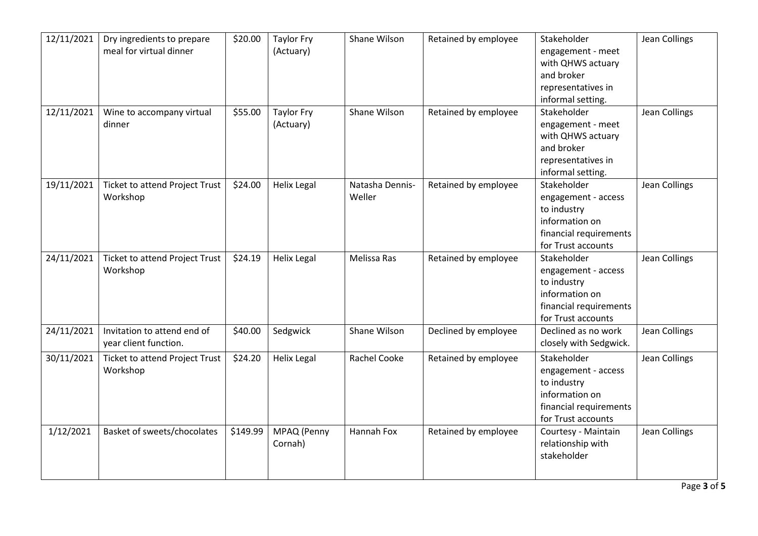| 12/11/2021 | Dry ingredients to prepare meal for virtual dinner | $20.00 | Taylor Fry (Actuary) | Shane Wilson | Retained by employee | Stakeholder engagement - meet with QHWS actuary and broker representatives in informal setting. | Jean Collings |
|---|---|---|---|---|---|---|---|
| 12/11/2021 | Wine to accompany virtual dinner | $55.00 | Taylor Fry (Actuary) | Shane Wilson | Retained by employee | Stakeholder engagement - meet with QHWS actuary and broker representatives in informal setting. | Jean Collings |
| 19/11/2021 | Ticket to attend Project Trust Workshop | $24.00 | Helix Legal | Natasha Dennis-Weller | Retained by employee | Stakeholder engagement - access to industry information on financial requirements for Trust accounts | Jean Collings |
| 24/11/2021 | Ticket to attend Project Trust Workshop | $24.19 | Helix Legal | Melissa Ras | Retained by employee | Stakeholder engagement - access to industry information on financial requirements for Trust accounts | Jean Collings |
| 24/11/2021 | Invitation to attend end of year client function. | $40.00 | Sedgwick | Shane Wilson | Declined by employee | Declined as no work closely with Sedgwick. | Jean Collings |
| 30/11/2021 | Ticket to attend Project Trust Workshop | $24.20 | Helix Legal | Rachel Cooke | Retained by employee | Stakeholder engagement - access to industry information on financial requirements for Trust accounts | Jean Collings |
| 1/12/2021 | Basket of sweets/chocolates | $149.99 | MPAQ (Penny Cornah) | Hannah Fox | Retained by employee | Courtesy - Maintain relationship with stakeholder | Jean Collings |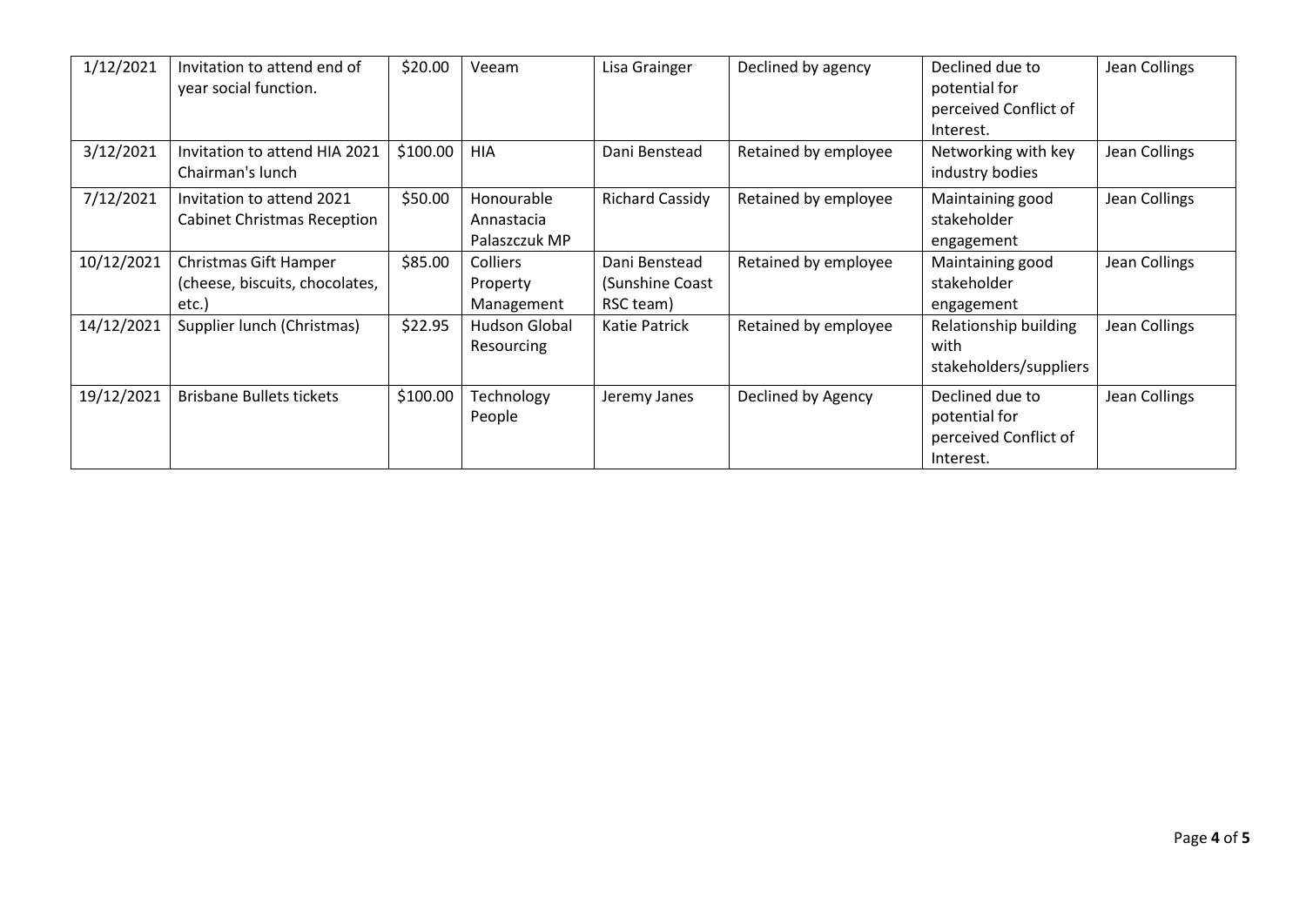| 1/12/2021 | Invitation to attend end of year social function. | $20.00 | Veeam | Lisa Grainger | Declined by agency | Declined due to potential for perceived Conflict of Interest. | Jean Collings |
|---|---|---|---|---|---|---|---|
| 3/12/2021 | Invitation to attend HIA 2021 Chairman's lunch | $100.00 | HIA | Dani Benstead | Retained by employee | Networking with key industry bodies | Jean Collings |
| 7/12/2021 | Invitation to attend 2021 Cabinet Christmas Reception | $50.00 | Honourable Annastacia Palaszczuk MP | Richard Cassidy | Retained by employee | Maintaining good stakeholder engagement | Jean Collings |
| 10/12/2021 | Christmas Gift Hamper (cheese, biscuits, chocolates, etc.) | $85.00 | Colliers Property Management | Dani Benstead (Sunshine Coast RSC team) | Retained by employee | Maintaining good stakeholder engagement | Jean Collings |
| 14/12/2021 | Supplier lunch (Christmas) | $22.95 | Hudson Global Resourcing | Katie Patrick | Retained by employee | Relationship building with stakeholders/suppliers | Jean Collings |
| 19/12/2021 | Brisbane Bullets tickets | $100.00 | Technology People | Jeremy Janes | Declined by Agency | Declined due to potential for perceived Conflict of Interest. | Jean Collings |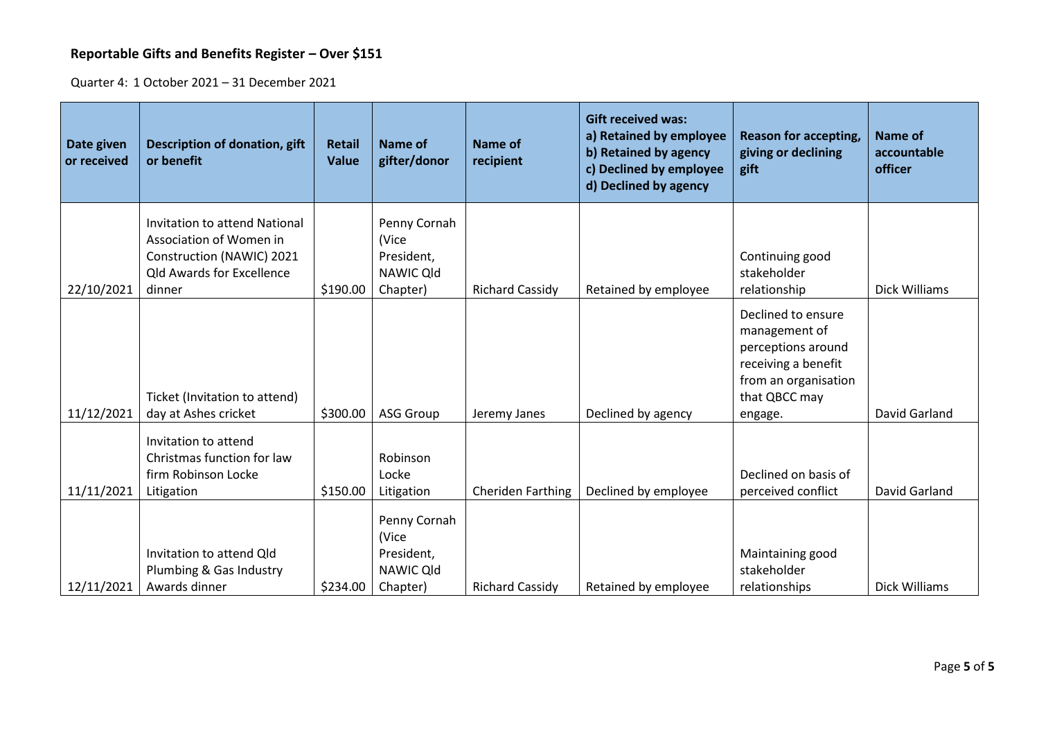**Reportable Gifts and Benefits Register – Over $151**

Quarter 4: 1 October 2021 – 31 December 2021

| Date given or received | Description of donation, gift or benefit | Retail Value | Name of gifter/donor | Name of recipient | Gift received was: a) Retained by employee b) Retained by agency c) Declined by employee d) Declined by agency | Reason for accepting, giving or declining gift | Name of accountable officer |
|---|---|---|---|---|---|---|---|
| 22/10/2021 | Invitation to attend National Association of Women in Construction (NAWIC) 2021 Qld Awards for Excellence dinner | $190.00 | Penny Cornah (Vice President, NAWIC Qld Chapter) | Richard Cassidy | Retained by employee | Continuing good stakeholder relationship | Dick Williams |
| 11/12/2021 | Ticket (Invitation to attend) day at Ashes cricket | $300.00 | ASG Group | Jeremy Janes | Declined by agency | Declined to ensure management of perceptions around receiving a benefit from an organisation that QBCC may engage. | David Garland |
| 11/11/2021 | Invitation to attend Christmas function for law firm Robinson Locke Litigation | $150.00 | Robinson Locke Litigation | Cheriden Farthing | Declined by employee | Declined on basis of perceived conflict | David Garland |
| 12/11/2021 | Invitation to attend Qld Plumbing & Gas Industry Awards dinner | $234.00 | Penny Cornah (Vice President, NAWIC Qld Chapter) | Richard Cassidy | Retained by employee | Maintaining good stakeholder relationships | Dick Williams |